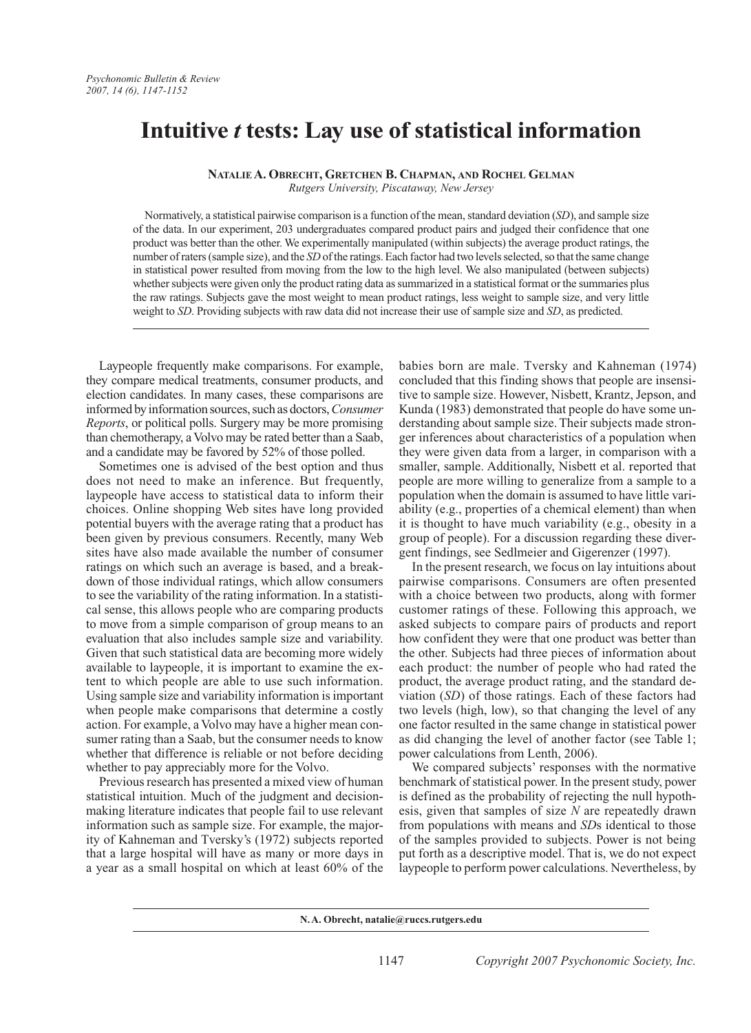# Intuitive *t* tests: Lay use of statistical information

**Natalie A. Obrecht, Gretchen B. Chapman, and Rochel Gelman**
*Rutgers University, Piscataway, New Jersey*

Normatively, a statistical pairwise comparison is a function of the mean, standard deviation (*SD*), and sample size of the data. In our experiment, 203 undergraduates compared product pairs and judged their confidence that one product was better than the other. We experimentally manipulated (within subjects) the average product ratings, the number of raters (sample size), and the *SD* of the ratings. Each factor had two levels selected, so that the same change in statistical power resulted from moving from the low to the high level. We also manipulated (between subjects) whether subjects were given only the product rating data as summarized in a statistical format or the summaries plus the raw ratings. Subjects gave the most weight to mean product ratings, less weight to sample size, and very little weight to *SD*. Providing subjects with raw data did not increase their use of sample size and *SD*, as predicted.

Laypeople frequently make comparisons. For example, they compare medical treatments, consumer products, and election candidates. In many cases, these comparisons are informed by information sources, such as doctors, *Consumer Reports*, or political polls. Surgery may be more promising than chemotherapy, a Volvo may be rated better than a Saab, and a candidate may be favored by 52% of those polled.

Sometimes one is advised of the best option and thus does not need to make an inference. But frequently, laypeople have access to statistical data to inform their choices. Online shopping Web sites have long provided potential buyers with the average rating that a product has been given by previous consumers. Recently, many Web sites have also made available the number of consumer ratings on which such an average is based, and a breakdown of those individual ratings, which allow consumers to see the variability of the rating information. In a statistical sense, this allows people who are comparing products to move from a simple comparison of group means to an evaluation that also includes sample size and variability. Given that such statistical data are becoming more widely available to laypeople, it is important to examine the extent to which people are able to use such information. Using sample size and variability information is important when people make comparisons that determine a costly action. For example, a Volvo may have a higher mean consumer rating than a Saab, but the consumer needs to know whether that difference is reliable or not before deciding whether to pay appreciably more for the Volvo.

Previous research has presented a mixed view of human statistical intuition. Much of the judgment and decision-making literature indicates that people fail to use relevant information such as sample size. For example, the majority of Kahneman and Tversky's (1972) subjects reported that a large hospital will have as many or more days in a year as a small hospital on which at least 60% of the babies born are male. Tversky and Kahneman (1974) concluded that this finding shows that people are insensitive to sample size. However, Nisbett, Krantz, Jepson, and Kunda (1983) demonstrated that people do have some understanding about sample size. Their subjects made stronger inferences about characteristics of a population when they were given data from a larger, in comparison with a smaller, sample. Additionally, Nisbett et al. reported that people are more willing to generalize from a sample to a population when the domain is assumed to have little variability (e.g., properties of a chemical element) than when it is thought to have much variability (e.g., obesity in a group of people). For a discussion regarding these divergent findings, see Sedlmeier and Gigerenzer (1997).

In the present research, we focus on lay intuitions about pairwise comparisons. Consumers are often presented with a choice between two products, along with former customer ratings of these. Following this approach, we asked subjects to compare pairs of products and report how confident they were that one product was better than the other. Subjects had three pieces of information about each product: the number of people who had rated the product, the average product rating, and the standard deviation (*SD*) of those ratings. Each of these factors had two levels (high, low), so that changing the level of any one factor resulted in the same change in statistical power as did changing the level of another factor (see Table 1; power calculations from Lenth, 2006).

We compared subjects' responses with the normative benchmark of statistical power. In the present study, power is defined as the probability of rejecting the null hypothesis, given that samples of size *N* are repeatedly drawn from populations with means and *SD*s identical to those of the samples provided to subjects. Power is not being put forth as a descriptive model. That is, we do not expect laypeople to perform power calculations. Nevertheless, by

---

**N. A. Obrecht, natalie@ruccs.rutgers.edu**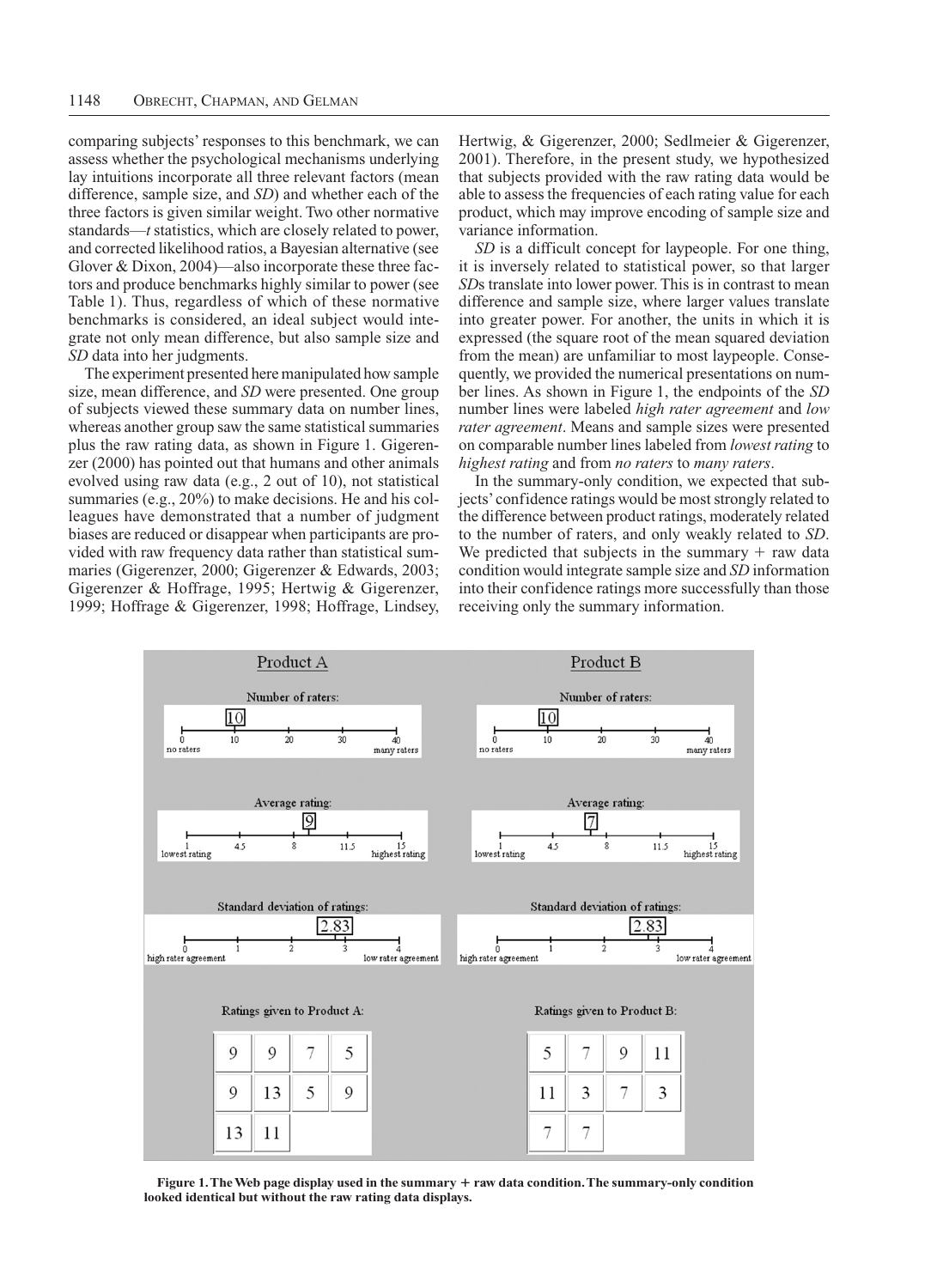comparing subjects' responses to this benchmark, we can assess whether the psychological mechanisms underlying lay intuitions incorporate all three relevant factors (mean difference, sample size, and *SD*) and whether each of the three factors is given similar weight. Two other normative standards—*t* statistics, which are closely related to power, and corrected likelihood ratios, a Bayesian alternative (see Glover & Dixon, 2004)—also incorporate these three factors and produce benchmarks highly similar to power (see Table 1). Thus, regardless of which of these normative benchmarks is considered, an ideal subject would integrate not only mean difference, but also sample size and *SD* data into her judgments.

The experiment presented here manipulated how sample size, mean difference, and *SD* were presented. One group of subjects viewed these summary data on number lines, whereas another group saw the same statistical summaries plus the raw rating data, as shown in Figure 1. Gigerenzer (2000) has pointed out that humans and other animals evolved using raw data (e.g., 2 out of 10), not statistical summaries (e.g., 20%) to make decisions. He and his colleagues have demonstrated that a number of judgment biases are reduced or disappear when participants are provided with raw frequency data rather than statistical summaries (Gigerenzer, 2000; Gigerenzer & Edwards, 2003; Gigerenzer & Hoffrage, 1995; Hertwig & Gigerenzer, 1999; Hoffrage & Gigerenzer, 1998; Hoffrage, Lindsey, Hertwig, & Gigerenzer, 2000; Sedlmeier & Gigerenzer, 2001). Therefore, in the present study, we hypothesized that subjects provided with the raw rating data would be able to assess the frequencies of each rating value for each product, which may improve encoding of sample size and variance information.

*SD* is a difficult concept for laypeople. For one thing, it is inversely related to statistical power, so that larger *SD*s translate into lower power. This is in contrast to mean difference and sample size, where larger values translate into greater power. For another, the units in which it is expressed (the square root of the mean squared deviation from the mean) are unfamiliar to most laypeople. Consequently, we provided the numerical presentations on number lines. As shown in Figure 1, the endpoints of the *SD* number lines were labeled *high rater agreement* and *low rater agreement*. Means and sample sizes were presented on comparable number lines labeled from *lowest rating* to *highest rating* and from *no raters* to *many raters*.

In the summary-only condition, we expected that subjects' confidence ratings would be most strongly related to the difference between product ratings, moderately related to the number of raters, and only weakly related to *SD*. We predicted that subjects in the summary + raw data condition would integrate sample size and *SD* information into their confidence ratings more successfully than those receiving only the summary information.

**Figure 1. The Web page display used in the summary + raw data condition. The summary-only condition looked identical but without the raw rating data displays.**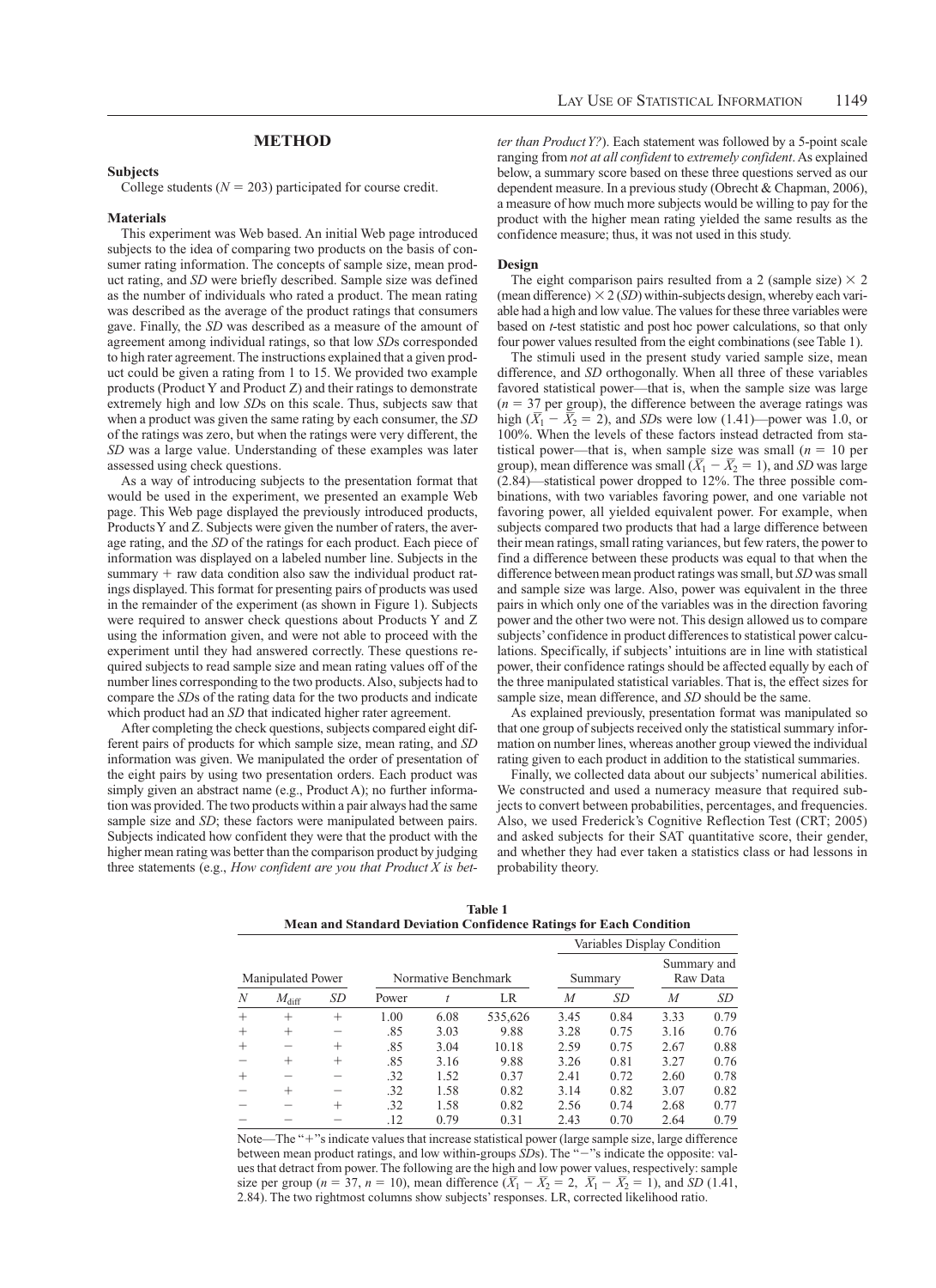## METHOD

### Subjects

College students ($N = 203$) participated for course credit.

### Materials

This experiment was Web based. An initial Web page introduced subjects to the idea of comparing two products on the basis of consumer rating information. The concepts of sample size, mean product rating, and *SD* were briefly described. Sample size was defined as the number of individuals who rated a product. The mean rating was described as the average of the product ratings that consumers gave. Finally, the *SD* was described as a measure of the amount of agreement among individual ratings, so that low *SD*s corresponded to high rater agreement. The instructions explained that a given product could be given a rating from 1 to 15. We provided two example products (Product Y and Product Z) and their ratings to demonstrate extremely high and low *SD*s on this scale. Thus, subjects saw that when a product was given the same rating by each consumer, the *SD* of the ratings was zero, but when the ratings were very different, the *SD* was a large value. Understanding of these examples was later assessed using check questions.

As a way of introducing subjects to the presentation format that would be used in the experiment, we presented an example Web page. This Web page displayed the previously introduced products, Products Y and Z. Subjects were given the number of raters, the average rating, and the *SD* of the ratings for each product. Each piece of information was displayed on a labeled number line. Subjects in the summary + raw data condition also saw the individual product ratings displayed. This format for presenting pairs of products was used in the remainder of the experiment (as shown in Figure 1). Subjects were required to answer check questions about Products Y and Z using the information given, and were not able to proceed with the experiment until they had answered correctly. These questions required subjects to read sample size and mean rating values off of the number lines corresponding to the two products. Also, subjects had to compare the *SD*s of the rating data for the two products and indicate which product had an *SD* that indicated higher rater agreement.

After completing the check questions, subjects compared eight different pairs of products for which sample size, mean rating, and *SD* information was given. We manipulated the order of presentation of the eight pairs by using two presentation orders. Each product was simply given an abstract name (e.g., Product A); no further information was provided. The two products within a pair always had the same sample size and *SD*; these factors were manipulated between pairs. Subjects indicated how confident they were that the product with the higher mean rating was better than the comparison product by judging three statements (e.g., *How confident are you that Product X is better than Product Y?*). Each statement was followed by a 5-point scale ranging from *not at all confident* to *extremely confident*. As explained below, a summary score based on these three questions served as our dependent measure. In a previous study (Obrecht & Chapman, 2006), a measure of how much more subjects would be willing to pay for the product with the higher mean rating yielded the same results as the confidence measure; thus, it was not used in this study.

### Design

The eight comparison pairs resulted from a 2 (sample size) × 2 (mean difference) × 2 (*SD*) within-subjects design, whereby each variable had a high and low value. The values for these three variables were based on *t*-test statistic and post hoc power calculations, so that only four power values resulted from the eight combinations (see Table 1).

The stimuli used in the present study varied sample size, mean difference, and *SD* orthogonally. When all three of these variables favored statistical power—that is, when the sample size was large ($n = 37$ per group), the difference between the average ratings was high ($\bar{X}_1 - \bar{X}_2 = 2$), and *SD*s were low (1.41)—power was 1.0, or 100%. When the levels of these factors instead detracted from statistical power—that is, when sample size was small ($n = 10$ per group), mean difference was small ($\bar{X}_1 - \bar{X}_2 = 1$), and *SD* was large (2.84)—statistical power dropped to 12%. The three possible combinations, with two variables favoring power, and one variable not favoring power, all yielded equivalent power. For example, when subjects compared two products that had a large difference between their mean ratings, small rating variances, but few raters, the power to find a difference between these products was equal to that when the difference between mean product ratings was small, but *SD* was small and sample size was large. Also, power was equivalent in the three pairs in which only one of the variables was in the direction favoring power and the other two were not. This design allowed us to compare subjects' confidence in product differences to statistical power calculations. Specifically, if subjects' intuitions are in line with statistical power, their confidence ratings should be affected equally by each of the three manipulated statistical variables. That is, the effect sizes for sample size, mean difference, and *SD* should be the same.

As explained previously, presentation format was manipulated so that one group of subjects received only the statistical summary information on number lines, whereas another group viewed the individual rating given to each product in addition to the statistical summaries.

Finally, we collected data about our subjects' numerical abilities. We constructed and used a numeracy measure that required subjects to convert between probabilities, percentages, and frequencies. Also, we used Frederick's Cognitive Reflection Test (CRT; 2005) and asked subjects for their SAT quantitative score, their gender, and whether they had ever taken a statistics class or had lessons in probability theory.

**Table 1**
**Mean and Standard Deviation Confidence Ratings for Each Condition**

| Manipulated Power | | | Normative Benchmark | | | Variables Display Condition | | | |
|---|---|---|---|---|---|---|---|---|---|
| | | | | | | Summary | | Summary and Raw Data | |
| *N* | $M_{\text{diff}}$ | *SD* | Power | *t* | LR | *M* | *SD* | *M* | *SD* |
| + | + | + | 1.00 | 6.08 | 535,626 | 3.45 | 0.84 | 3.33 | 0.79 |
| + | + | − | .85 | 3.03 | 9.88 | 3.28 | 0.75 | 3.16 | 0.76 |
| + | − | + | .85 | 3.04 | 10.18 | 2.59 | 0.75 | 2.67 | 0.88 |
| − | + | + | .85 | 3.16 | 9.88 | 3.26 | 0.81 | 3.27 | 0.76 |
| + | − | − | .32 | 1.52 | 0.37 | 2.41 | 0.72 | 2.60 | 0.78 |
| − | + | − | .32 | 1.58 | 0.82 | 3.14 | 0.82 | 3.07 | 0.82 |
| − | − | + | .32 | 1.58 | 0.82 | 2.56 | 0.74 | 2.68 | 0.77 |
| − | − | − | .12 | 0.79 | 0.31 | 2.43 | 0.70 | 2.64 | 0.79 |

Note—The "+"s indicate values that increase statistical power (large sample size, large difference between mean product ratings, and low within-groups *SD*s). The "−"s indicate the opposite: values that detract from power. The following are the high and low power values, respectively: sample size per group ($n = 37$, $n = 10$), mean difference ($\bar{X}_1 - \bar{X}_2 = 2$, $\bar{X}_1 - \bar{X}_2 = 1$), and *SD* (1.41, 2.84). The two rightmost columns show subjects' responses. LR, corrected likelihood ratio.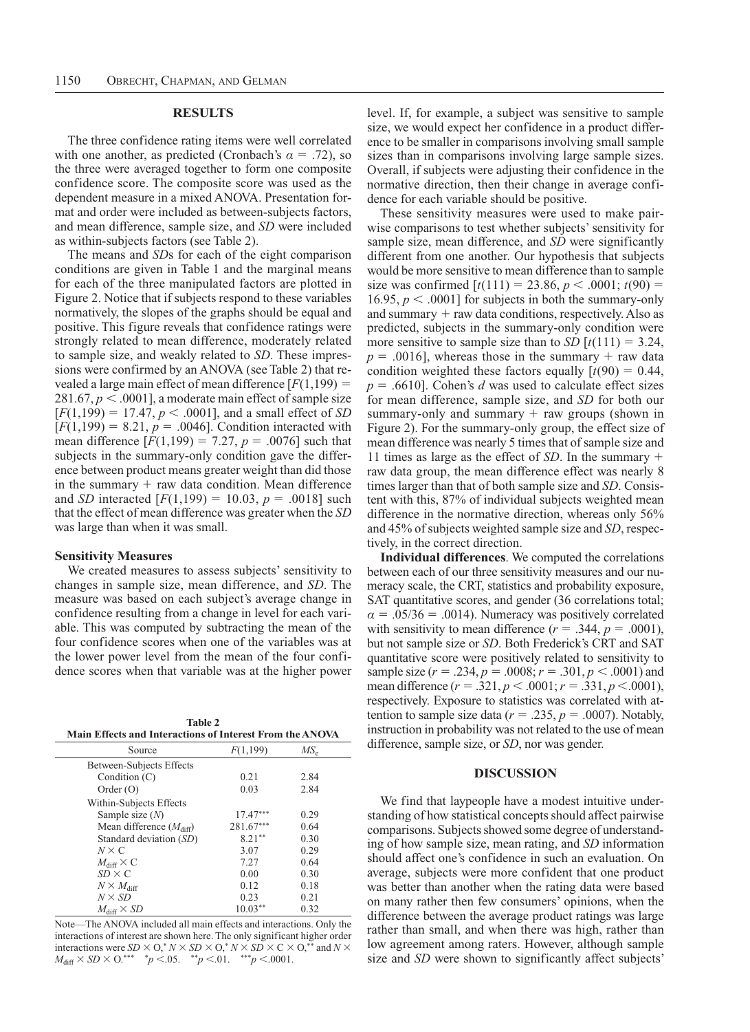## RESULTS

The three confidence rating items were well correlated with one another, as predicted (Cronbach's $\alpha = .72$), so the three were averaged together to form one composite confidence score. The composite score was used as the dependent measure in a mixed ANOVA. Presentation format and order were included as between-subjects factors, and mean difference, sample size, and *SD* were included as within-subjects factors (see Table 2).

The means and *SD*s for each of the eight comparison conditions are given in Table 1 and the marginal means for each of the three manipulated factors are plotted in Figure 2. Notice that if subjects respond to these variables normatively, the slopes of the graphs should be equal and positive. This figure reveals that confidence ratings were strongly related to mean difference, moderately related to sample size, and weakly related to *SD*. These impressions were confirmed by an ANOVA (see Table 2) that revealed a large main effect of mean difference [$F(1,199) = 281.67, p < .0001$], a moderate main effect of sample size [$F(1,199) = 17.47, p < .0001$], and a small effect of *SD* [$F(1,199) = 8.21, p = .0046$]. Condition interacted with mean difference [$F(1,199) = 7.27, p = .0076$] such that subjects in the summary-only condition gave the difference between product means greater weight than did those in the summary + raw data condition. Mean difference and *SD* interacted [$F(1,199) = 10.03, p = .0018$] such that the effect of mean difference was greater when the *SD* was large than when it was small.

### Sensitivity Measures

We created measures to assess subjects' sensitivity to changes in sample size, mean difference, and *SD*. The measure was based on each subject's average change in confidence resulting from a change in level for each variable. This was computed by subtracting the mean of the four confidence scores when one of the variables was at the lower power level from the mean of the four confidence scores when that variable was at the higher power level. If, for example, a subject was sensitive to sample size, we would expect her confidence in a product difference to be smaller in comparisons involving small sample sizes than in comparisons involving large sample sizes. Overall, if subjects were adjusting their confidence in the normative direction, then their change in average confidence for each variable should be positive.

These sensitivity measures were used to make pairwise comparisons to test whether subjects' sensitivity for sample size, mean difference, and *SD* were significantly different from one another. Our hypothesis that subjects would be more sensitive to mean difference than to sample size was confirmed [$t(111) = 23.86, p < .0001$; $t(90) = 16.95, p < .0001$] for subjects in both the summary-only and summary + raw data conditions, respectively. Also as predicted, subjects in the summary-only condition were more sensitive to sample size than to *SD* [$t(111) = 3.24, p = .0016$], whereas those in the summary + raw data condition weighted these factors equally [$t(90) = 0.44, p = .6610$]. Cohen's *d* was used to calculate effect sizes for mean difference, sample size, and *SD* for both our summary-only and summary + raw groups (shown in Figure 2). For the summary-only group, the effect size of mean difference was nearly 5 times that of sample size and 11 times as large as the effect of *SD*. In the summary + raw data group, the mean difference effect was nearly 8 times larger than that of both sample size and *SD*. Consistent with this, 87% of individual subjects weighted mean difference in the normative direction, whereas only 56% and 45% of subjects weighted sample size and *SD*, respectively, in the correct direction.

**Individual differences**. We computed the correlations between each of our three sensitivity measures and our numeracy scale, the CRT, statistics and probability exposure, SAT quantitative scores, and gender (36 correlations total; $\alpha = .05/36 = .0014$). Numeracy was positively correlated with sensitivity to mean difference ($r = .344, p = .0001$), but not sample size or *SD*. Both Frederick's CRT and SAT quantitative score were positively related to sensitivity to sample size ($r = .234, p = .0008$; $r = .301, p < .0001$) and mean difference ($r = .321, p < .0001$; $r = .331, p < .0001$), respectively. Exposure to statistics was correlated with attention to sample size data ($r = .235, p = .0007$). Notably, instruction in probability was not related to the use of mean difference, sample size, or *SD*, nor was gender.

**Table 2**
**Main Effects and Interactions of Interest From the ANOVA**

| Source | $F(1,199)$ | $MS_e$ |
|---|---|---|
| Between-Subjects Effects | | |
| Condition (C) | 0.21 | 2.84 |
| Order (O) | 0.03 | 2.84 |
| Within-Subjects Effects | | |
| Sample size ($N$) | 17.47*** | 0.29 |
| Mean difference ($M_{diff}$) | 281.67*** | 0.64 |
| Standard deviation ($SD$) | 8.21** | 0.30 |
| $N \times C$ | 3.07 | 0.29 |
| $M_{diff} \times C$ | 7.27 | 0.64 |
| $SD \times C$ | 0.00 | 0.30 |
| $N \times M_{diff}$ | 0.12 | 0.18 |
| $N \times SD$ | 0.23 | 0.21 |
| $M_{diff} \times SD$ | 10.03** | 0.32 |

Note—The ANOVA included all main effects and interactions. Only the interactions of interest are shown here. The only significant higher order interactions were $SD \times O$,* $N \times SD \times O$,* $N \times SD \times C \times O$,** and $N \times M_{diff} \times SD \times O$.*** *$p < .05$. **$p < .01$. ***$p < .0001$.

## DISCUSSION

We find that laypeople have a modest intuitive understanding of how statistical concepts should affect pairwise comparisons. Subjects showed some degree of understanding of how sample size, mean rating, and *SD* information should affect one's confidence in such an evaluation. On average, subjects were more confident that one product was better than another when the rating data were based on many rather then few consumers' opinions, when the difference between the average product ratings was large rather than small, and when there was high, rather than low agreement among raters. However, although sample size and *SD* were shown to significantly affect subjects'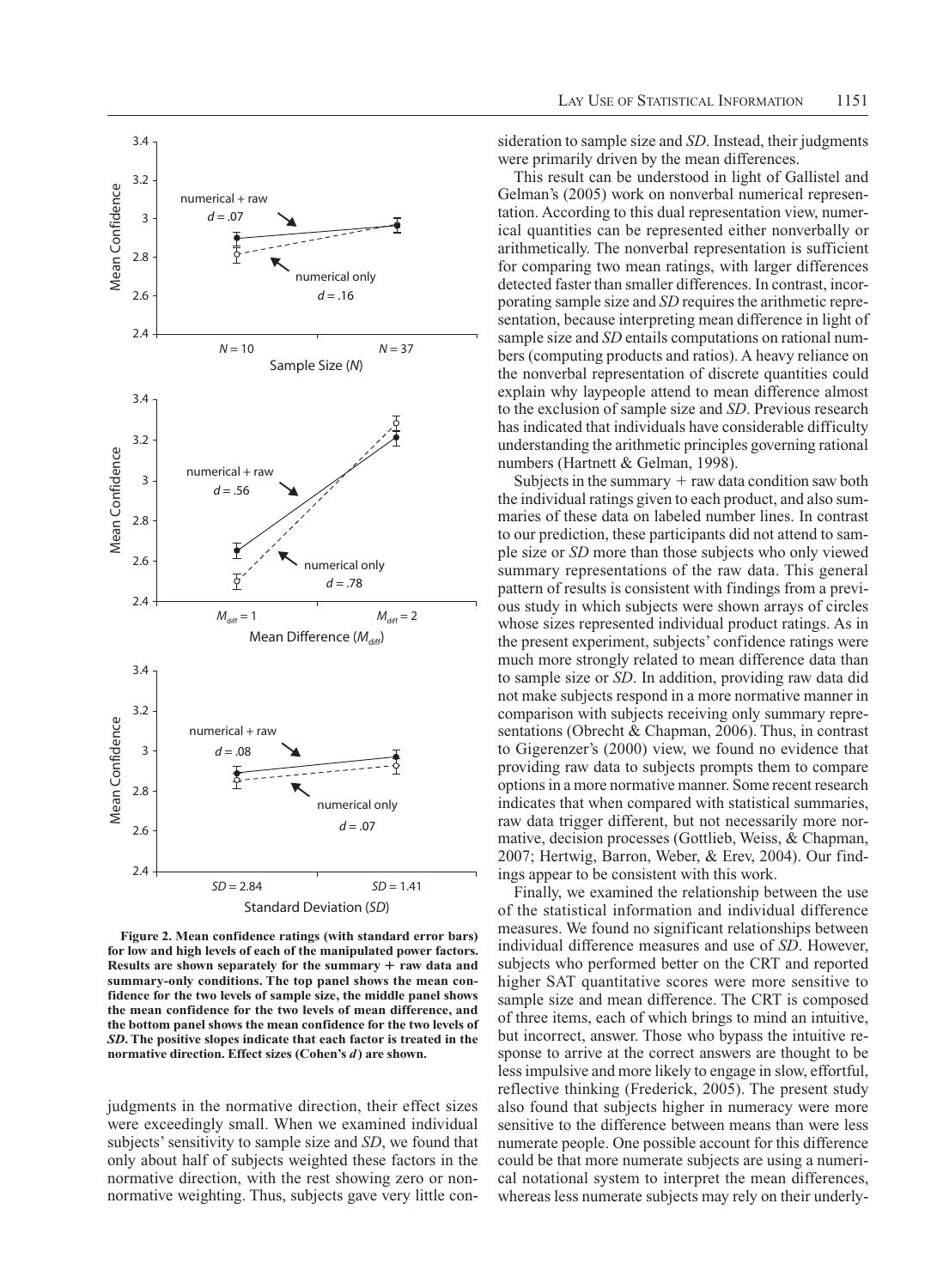3.4
3.2
3
2.8
2.6
2.4
Mean Confidence
numerical + raw
$d = .07$
numerical only
$d = .16$
$N = 10$
$N = 37$
Sample Size ($N$)

3.4
3.2
3
2.8
2.6
2.4
Mean Confidence
numerical + raw
$d = .56$
numerical only
$d = .78$
$M_{\text{diff}} = 1$
$M_{\text{diff}} = 2$
Mean Difference ($M_{\text{diff}}$)

3.4
3.2
3
2.8
2.6
2.4
Mean Confidence
numerical + raw
$d = .08$
numerical only
$d = .07$
$SD = 2.84$
$SD = 1.41$
Standard Deviation ($SD$)

**Figure 2. Mean confidence ratings (with standard error bars) for low and high levels of each of the manipulated power factors. Results are shown separately for the summary + raw data and summary-only conditions. The top panel shows the mean confidence for the two levels of sample size, the middle panel shows the mean confidence for the two levels of mean difference, and the bottom panel shows the mean confidence for the two levels of *SD*. The positive slopes indicate that each factor is treated in the normative direction. Effect sizes (Cohen's *d*) are shown.**

judgments in the normative direction, their effect sizes were exceedingly small. When we examined individual subjects' sensitivity to sample size and *SD*, we found that only about half of subjects weighted these factors in the normative direction, with the rest showing zero or nonnormative weighting. Thus, subjects gave very little consideration to sample size and *SD*. Instead, their judgments were primarily driven by the mean differences.

This result can be understood in light of Gallistel and Gelman's (2005) work on nonverbal numerical representation. According to this dual representation view, numerical quantities can be represented either nonverbally or arithmetically. The nonverbal representation is sufficient for comparing two mean ratings, with larger differences detected faster than smaller differences. In contrast, incorporating sample size and *SD* requires the arithmetic representation, because interpreting mean difference in light of sample size and *SD* entails computations on rational numbers (computing products and ratios). A heavy reliance on the nonverbal representation of discrete quantities could explain why laypeople attend to mean difference almost to the exclusion of sample size and *SD*. Previous research has indicated that individuals have considerable difficulty understanding the arithmetic principles governing rational numbers (Hartnett & Gelman, 1998).

Subjects in the summary + raw data condition saw both the individual ratings given to each product, and also summaries of these data on labeled number lines. In contrast to our prediction, these participants did not attend to sample size or *SD* more than those subjects who only viewed summary representations of the raw data. This general pattern of results is consistent with findings from a previous study in which subjects were shown arrays of circles whose sizes represented individual product ratings. As in the present experiment, subjects' confidence ratings were much more strongly related to mean difference data than to sample size or *SD*. In addition, providing raw data did not make subjects respond in a more normative manner in comparison with subjects receiving only summary representations (Obrecht & Chapman, 2006). Thus, in contrast to Gigerenzer's (2000) view, we found no evidence that providing raw data to subjects prompts them to compare options in a more normative manner. Some recent research indicates that when compared with statistical summaries, raw data trigger different, but not necessarily more normative, decision processes (Gottlieb, Weiss, & Chapman, 2007; Hertwig, Barron, Weber, & Erev, 2004). Our findings appear to be consistent with this work.

Finally, we examined the relationship between the use of the statistical information and individual difference measures. We found no significant relationships between individual difference measures and use of *SD*. However, subjects who performed better on the CRT and reported higher SAT quantitative scores were more sensitive to sample size and mean difference. The CRT is composed of three items, each of which brings to mind an intuitive, but incorrect, answer. Those who bypass the intuitive response to arrive at the correct answers are thought to be less impulsive and more likely to engage in slow, effortful, reflective thinking (Frederick, 2005). The present study also found that subjects higher in numeracy were more sensitive to the difference between means than were less numerate people. One possible account for this difference could be that more numerate subjects are using a numerical notational system to interpret the mean differences, whereas less numerate subjects may rely on their underly-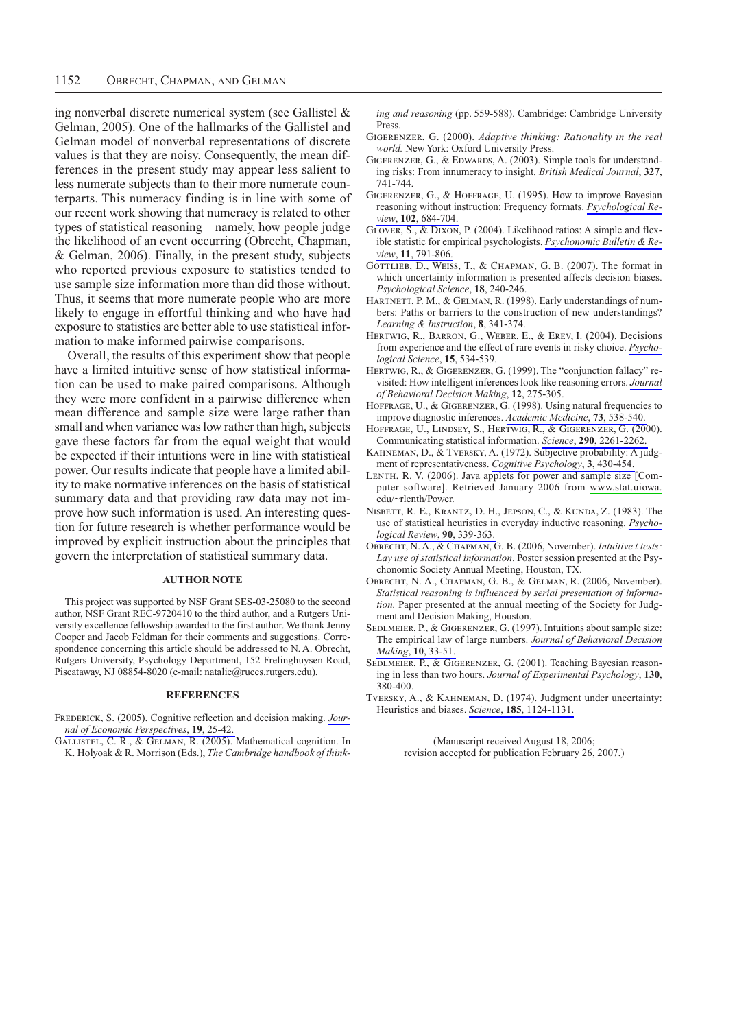ing nonverbal discrete numerical system (see Gallistel & Gelman, 2005). One of the hallmarks of the Gallistel and Gelman model of nonverbal representations of discrete values is that they are noisy. Consequently, the mean differences in the present study may appear less salient to less numerate subjects than to their more numerate counterparts. This numeracy finding is in line with some of our recent work showing that numeracy is related to other types of statistical reasoning—namely, how people judge the likelihood of an event occurring (Obrecht, Chapman, & Gelman, 2006). Finally, in the present study, subjects who reported previous exposure to statistics tended to use sample size information more than did those without. Thus, it seems that more numerate people who are more likely to engage in effortful thinking and who have had exposure to statistics are better able to use statistical information to make informed pairwise comparisons.

Overall, the results of this experiment show that people have a limited intuitive sense of how statistical information can be used to make paired comparisons. Although they were more confident in a pairwise difference when mean difference and sample size were large rather than small and when variance was low rather than high, subjects gave these factors far from the equal weight that would be expected if their intuitions were in line with statistical power. Our results indicate that people have a limited ability to make normative inferences on the basis of statistical summary data and that providing raw data may not improve how such information is used. An interesting question for future research is whether performance would be improved by explicit instruction about the principles that govern the interpretation of statistical summary data.

## AUTHOR NOTE

This project was supported by NSF Grant SES-03-25080 to the second author, NSF Grant REC-9720410 to the third author, and a Rutgers University excellence fellowship awarded to the first author. We thank Jenny Cooper and Jacob Feldman for their comments and suggestions. Correspondence concerning this article should be addressed to N. A. Obrecht, Rutgers University, Psychology Department, 152 Frelinghuysen Road, Piscataway, NJ 08854-8020 (e-mail: natalie@ruccs.rutgers.edu).

## REFERENCES

Frederick, S. (2005). Cognitive reflection and decision making. *Journal of Economic Perspectives*, **19**, 25-42.

Gallistel, C. R., & Gelman, R. (2005). Mathematical cognition. In K. Holyoak & R. Morrison (Eds.), *The Cambridge handbook of thinking and reasoning* (pp. 559-588). Cambridge: Cambridge University Press.

Gigerenzer, G. (2000). *Adaptive thinking: Rationality in the real world.* New York: Oxford University Press.

Gigerenzer, G., & Edwards, A. (2003). Simple tools for understanding risks: From innumeracy to insight. *British Medical Journal*, **327**, 741-744.

Gigerenzer, G., & Hoffrage, U. (1995). How to improve Bayesian reasoning without instruction: Frequency formats. *Psychological Review*, **102**, 684-704.

Glover, S., & Dixon, P. (2004). Likelihood ratios: A simple and flexible statistic for empirical psychologists. *Psychonomic Bulletin & Review*, **11**, 791-806.

Gottlieb, D., Weiss, T., & Chapman, G. B. (2007). The format in which uncertainty information is presented affects decision biases. *Psychological Science*, **18**, 240-246.

Hartnett, P. M., & Gelman, R. (1998). Early understandings of numbers: Paths or barriers to the construction of new understandings? *Learning & Instruction*, **8**, 341-374.

Hertwig, R., Barron, G., Weber, E., & Erev, I. (2004). Decisions from experience and the effect of rare events in risky choice. *Psychological Science*, **15**, 534-539.

Hertwig, R., & Gigerenzer, G. (1999). The "conjunction fallacy" revisited: How intelligent inferences look like reasoning errors. *Journal of Behavioral Decision Making*, **12**, 275-305.

Hoffrage, U., & Gigerenzer, G. (1998). Using natural frequencies to improve diagnostic inferences. *Academic Medicine*, **73**, 538-540.

Hoffrage, U., Lindsey, S., Hertwig, R., & Gigerenzer, G. (2000). Communicating statistical information. *Science*, **290**, 2261-2262.

Kahneman, D., & Tversky, A. (1972). Subjective probability: A judgment of representativeness. *Cognitive Psychology*, **3**, 430-454.

Lenth, R. V. (2006). Java applets for power and sample size [Computer software]. Retrieved January 2006 from www.stat.uiowa.edu/~rlenth/Power.

Nisbett, R. E., Krantz, D. H., Jepson, C., & Kunda, Z. (1983). The use of statistical heuristics in everyday inductive reasoning. *Psychological Review*, **90**, 339-363.

Obrecht, N. A., & Chapman, G. B. (2006, November). *Intuitive t tests: Lay use of statistical information*. Poster session presented at the Psychonomic Society Annual Meeting, Houston, TX.

Obrecht, N. A., Chapman, G. B., & Gelman, R. (2006, November). *Statistical reasoning is influenced by serial presentation of information.* Paper presented at the annual meeting of the Society for Judgment and Decision Making, Houston.

Sedlmeier, P., & Gigerenzer, G. (1997). Intuitions about sample size: The empirical law of large numbers. *Journal of Behavioral Decision Making*, **10**, 33-51.

Sedlmeier, P., & Gigerenzer, G. (2001). Teaching Bayesian reasoning in less than two hours. *Journal of Experimental Psychology*, **130**, 380-400.

Tversky, A., & Kahneman, D. (1974). Judgment under uncertainty: Heuristics and biases. *Science*, **185**, 1124-1131.

(Manuscript received August 18, 2006;
revision accepted for publication February 26, 2007.)